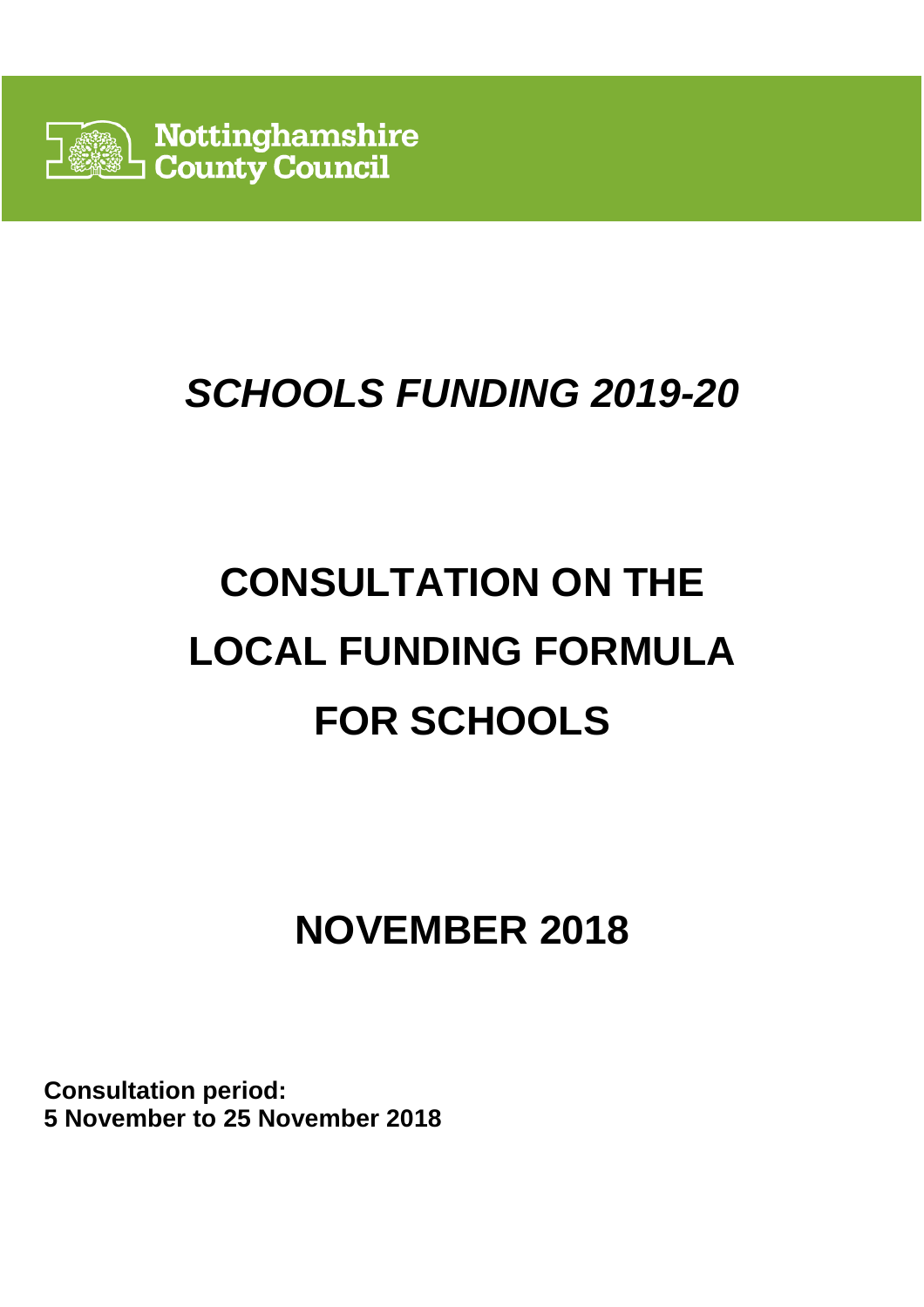Nottinghamshire County Council

# *SCHOOLS FUNDING 2019-20*

# CONSULTATION ON THE LOCAL FUNDING FORMULA FOR SCHOOLS

## NOVEMBER 2018

**Consultation period:**
**5 November to 25 November 2018**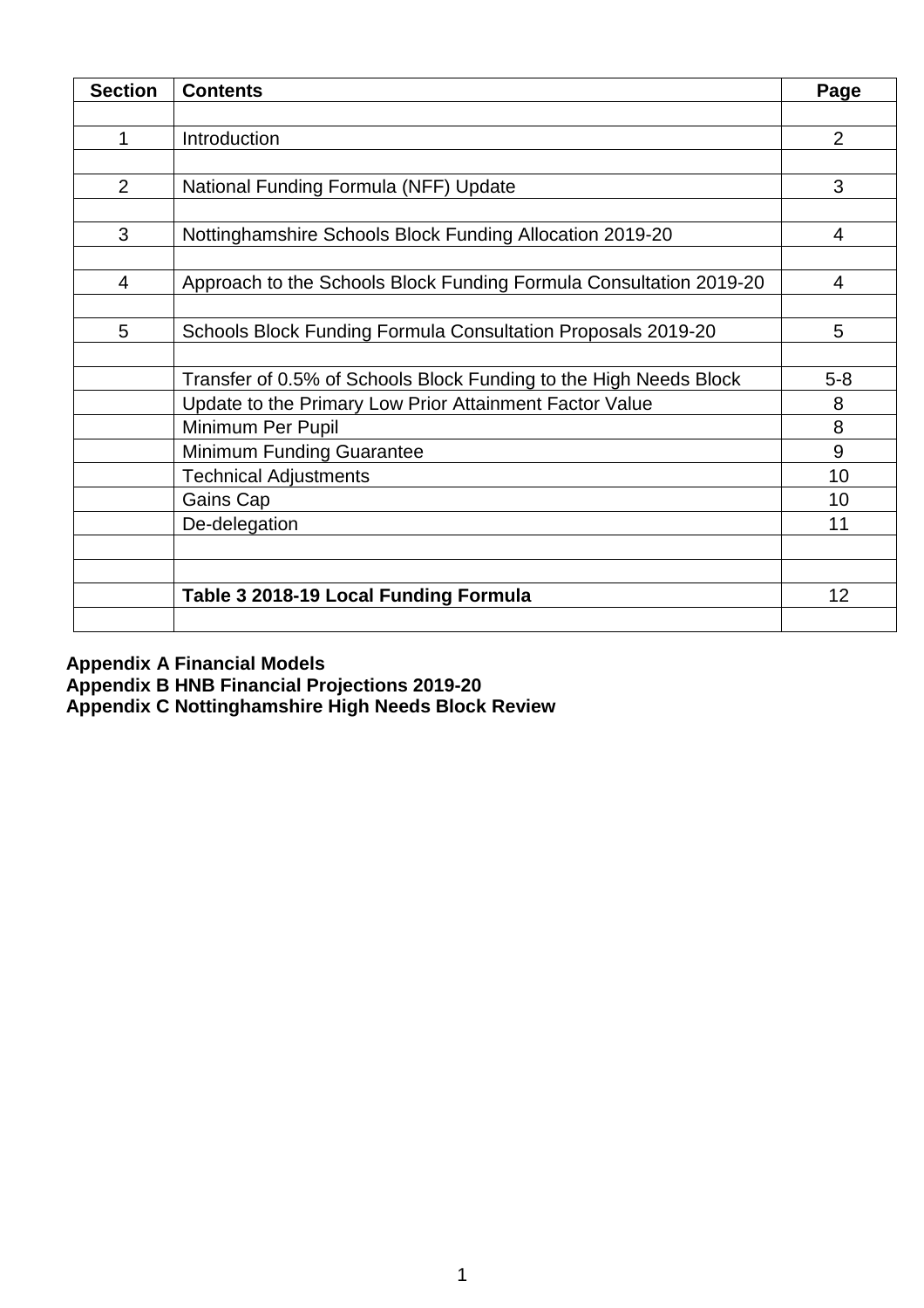| Section | Contents | Page |
|---|---|---|
| | | |
| 1 | Introduction | 2 |
| | | |
| 2 | National Funding Formula (NFF) Update | 3 |
| | | |
| 3 | Nottinghamshire Schools Block Funding Allocation 2019-20 | 4 |
| | | |
| 4 | Approach to the Schools Block Funding Formula Consultation 2019-20 | 4 |
| | | |
| 5 | Schools Block Funding Formula Consultation Proposals 2019-20 | 5 |
| | | |
| | Transfer of 0.5% of Schools Block Funding to the High Needs Block | 5-8 |
| | Update to the Primary Low Prior Attainment Factor Value | 8 |
| | Minimum Per Pupil | 8 |
| | Minimum Funding Guarantee | 9 |
| | Technical Adjustments | 10 |
| | Gains Cap | 10 |
| | De-delegation | 11 |
| | | |
| | | |
| | **Table 3 2018-19 Local Funding Formula** | 12 |
| | | |

**Appendix A Financial Models**
**Appendix B HNB Financial Projections 2019-20**
**Appendix C Nottinghamshire High Needs Block Review**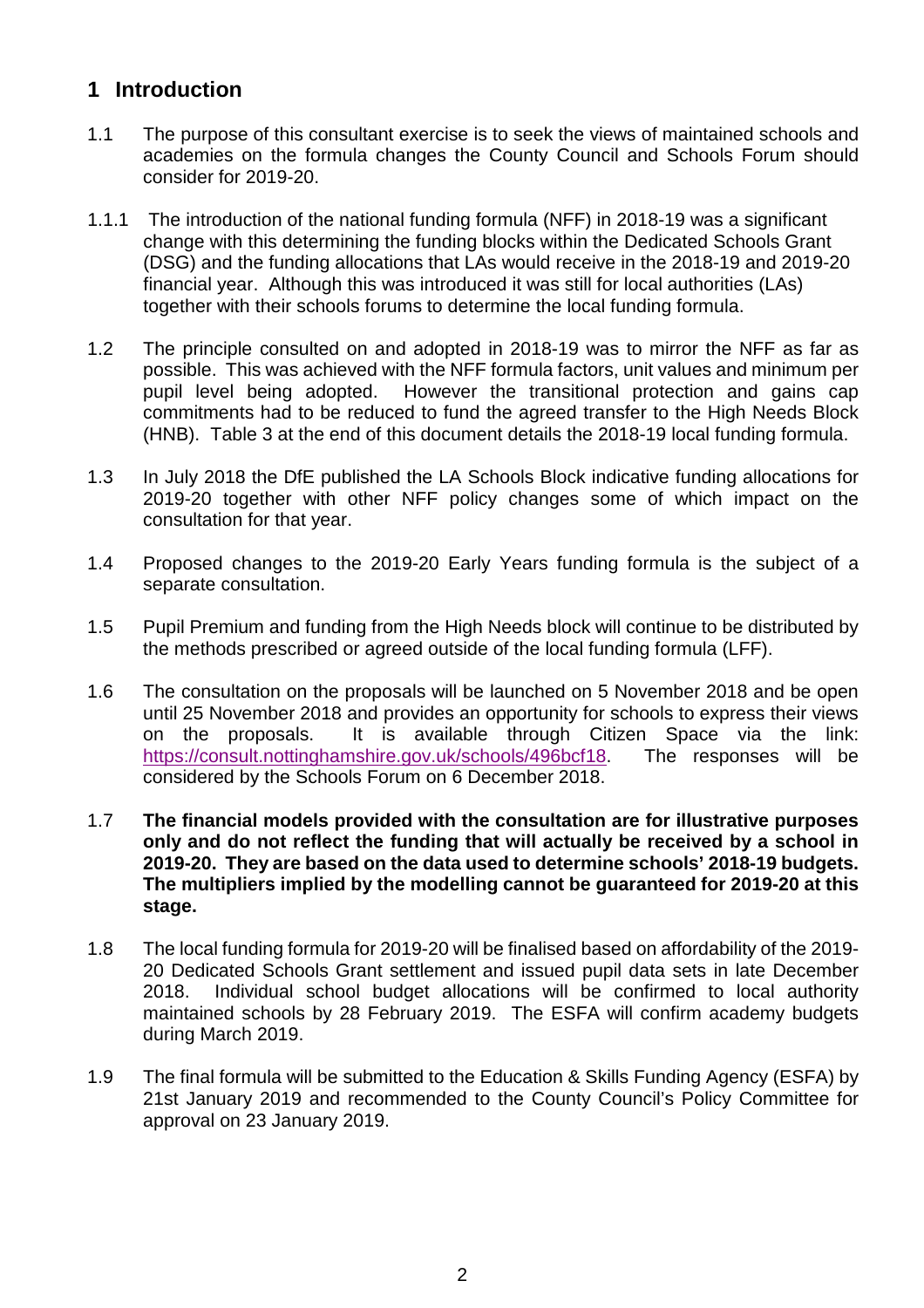## 1 Introduction

1.1 The purpose of this consultant exercise is to seek the views of maintained schools and academies on the formula changes the County Council and Schools Forum should consider for 2019-20.

1.1.1 The introduction of the national funding formula (NFF) in 2018-19 was a significant change with this determining the funding blocks within the Dedicated Schools Grant (DSG) and the funding allocations that LAs would receive in the 2018-19 and 2019-20 financial year. Although this was introduced it was still for local authorities (LAs) together with their schools forums to determine the local funding formula.

1.2 The principle consulted on and adopted in 2018-19 was to mirror the NFF as far as possible. This was achieved with the NFF formula factors, unit values and minimum per pupil level being adopted. However the transitional protection and gains cap commitments had to be reduced to fund the agreed transfer to the High Needs Block (HNB). Table 3 at the end of this document details the 2018-19 local funding formula.

1.3 In July 2018 the DfE published the LA Schools Block indicative funding allocations for 2019-20 together with other NFF policy changes some of which impact on the consultation for that year.

1.4 Proposed changes to the 2019-20 Early Years funding formula is the subject of a separate consultation.

1.5 Pupil Premium and funding from the High Needs block will continue to be distributed by the methods prescribed or agreed outside of the local funding formula (LFF).

1.6 The consultation on the proposals will be launched on 5 November 2018 and be open until 25 November 2018 and provides an opportunity for schools to express their views on the proposals. It is available through Citizen Space via the link: https://consult.nottinghamshire.gov.uk/schools/496bcf18. The responses will be considered by the Schools Forum on 6 December 2018.

1.7 **The financial models provided with the consultation are for illustrative purposes only and do not reflect the funding that will actually be received by a school in 2019-20. They are based on the data used to determine schools' 2018-19 budgets. The multipliers implied by the modelling cannot be guaranteed for 2019-20 at this stage.**

1.8 The local funding formula for 2019-20 will be finalised based on affordability of the 2019-20 Dedicated Schools Grant settlement and issued pupil data sets in late December 2018. Individual school budget allocations will be confirmed to local authority maintained schools by 28 February 2019. The ESFA will confirm academy budgets during March 2019.

1.9 The final formula will be submitted to the Education & Skills Funding Agency (ESFA) by 21st January 2019 and recommended to the County Council's Policy Committee for approval on 23 January 2019.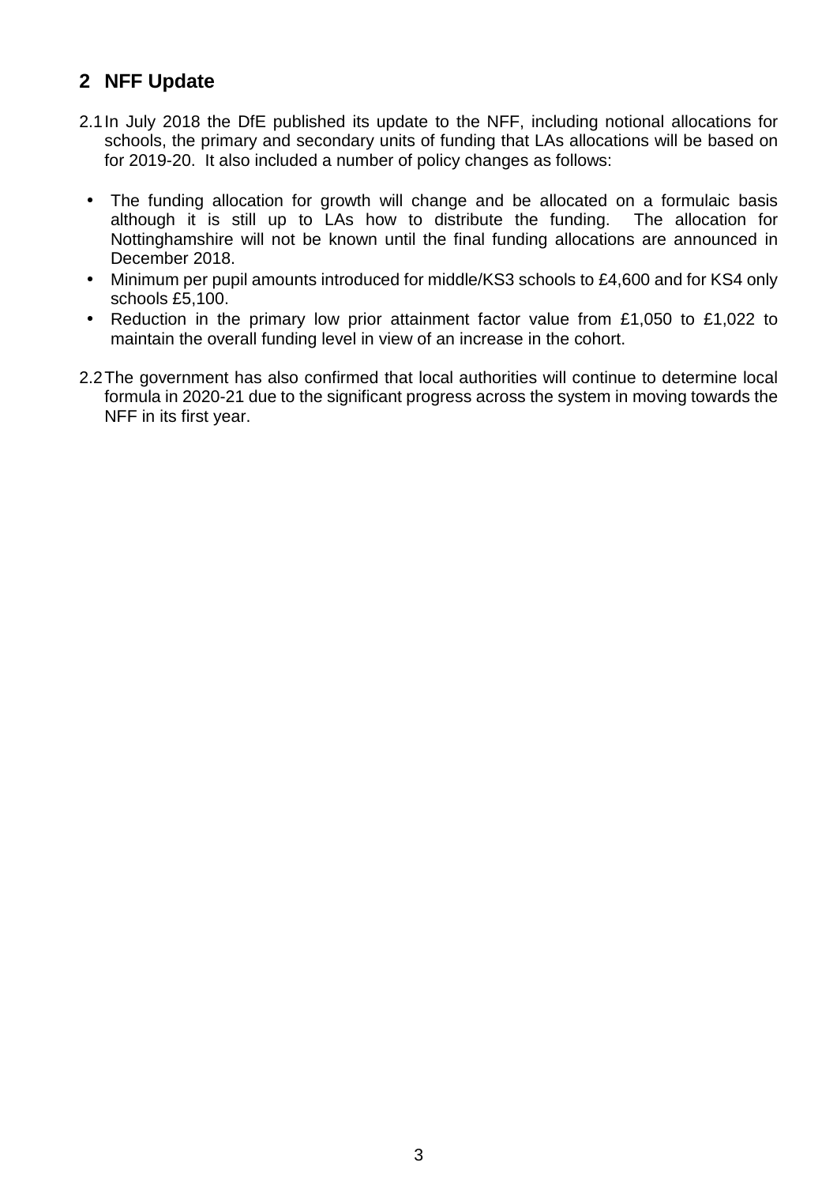## 2 NFF Update

2.1 In July 2018 the DfE published its update to the NFF, including notional allocations for schools, the primary and secondary units of funding that LAs allocations will be based on for 2019-20. It also included a number of policy changes as follows:

- The funding allocation for growth will change and be allocated on a formulaic basis although it is still up to LAs how to distribute the funding. The allocation for Nottinghamshire will not be known until the final funding allocations are announced in December 2018.
- Minimum per pupil amounts introduced for middle/KS3 schools to £4,600 and for KS4 only schools £5,100.
- Reduction in the primary low prior attainment factor value from £1,050 to £1,022 to maintain the overall funding level in view of an increase in the cohort.

2.2 The government has also confirmed that local authorities will continue to determine local formula in 2020-21 due to the significant progress across the system in moving towards the NFF in its first year.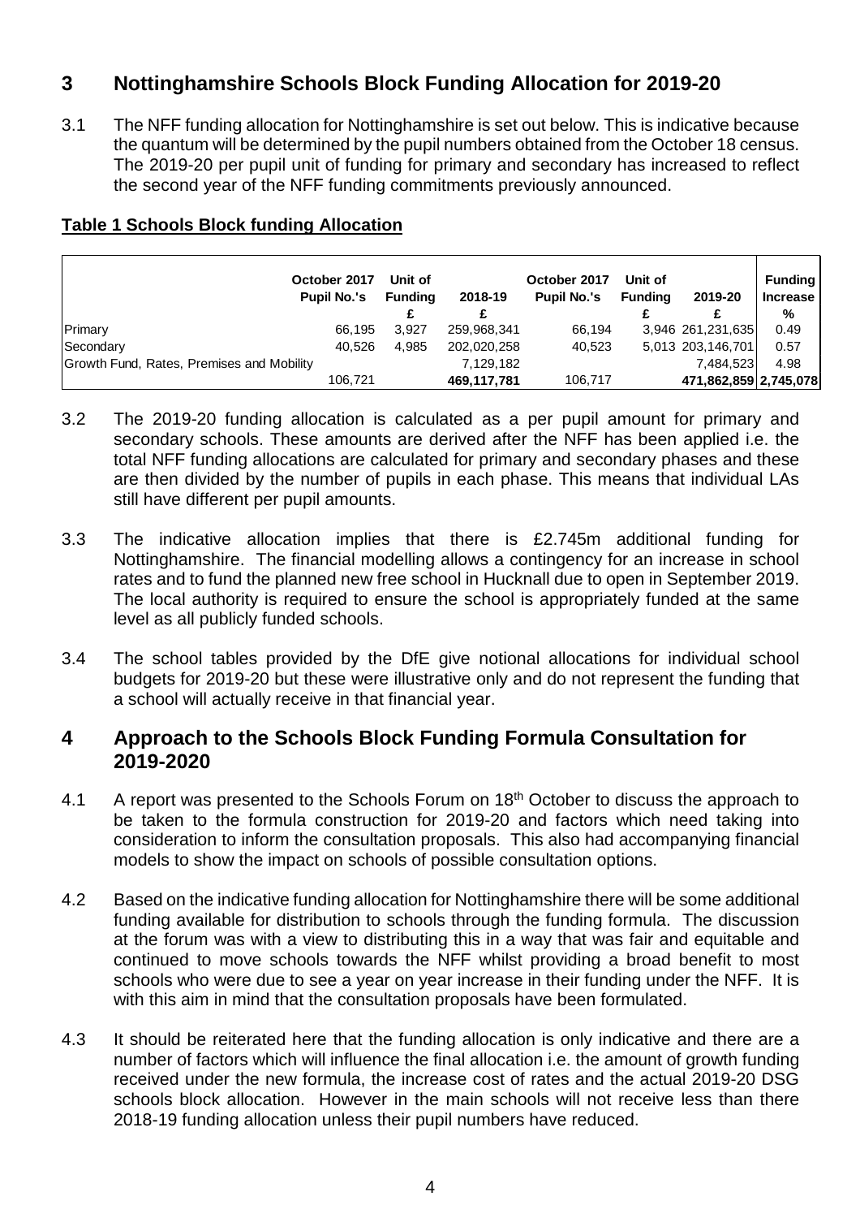## 3 Nottinghamshire Schools Block Funding Allocation for 2019-20

3.1 The NFF funding allocation for Nottinghamshire is set out below. This is indicative because the quantum will be determined by the pupil numbers obtained from the October 18 census. The 2019-20 per pupil unit of funding for primary and secondary has increased to reflect the second year of the NFF funding commitments previously announced.

**Table 1 Schools Block funding Allocation**

| | October 2017 Pupil No.'s | Unit of Funding | 2018-19 | October 2017 Pupil No.'s | Unit of Funding | 2019-20 | Funding Increase |
|---|---|---|---|---|---|---|---|
| | | £ | £ | | £ | £ | % |
| Primary | 66,195 | 3,927 | 259,968,341 | 66,194 | 3,946 | 261,231,635 | 0.49 |
| Secondary | 40,526 | 4,985 | 202,020,258 | 40,523 | 5,013 | 203,146,701 | 0.57 |
| Growth Fund, Rates, Premises and Mobility | | | 7,129,182 | | | 7,484,523 | 4.98 |
| | 106,721 | | **469,117,781** | 106,717 | | **471,862,859** | **2,745,078** |

3.2 The 2019-20 funding allocation is calculated as a per pupil amount for primary and secondary schools. These amounts are derived after the NFF has been applied i.e. the total NFF funding allocations are calculated for primary and secondary phases and these are then divided by the number of pupils in each phase. This means that individual LAs still have different per pupil amounts.

3.3 The indicative allocation implies that there is £2.745m additional funding for Nottinghamshire. The financial modelling allows a contingency for an increase in school rates and to fund the planned new free school in Hucknall due to open in September 2019. The local authority is required to ensure the school is appropriately funded at the same level as all publicly funded schools.

3.4 The school tables provided by the DfE give notional allocations for individual school budgets for 2019-20 but these were illustrative only and do not represent the funding that a school will actually receive in that financial year.

## 4 Approach to the Schools Block Funding Formula Consultation for 2019-2020

4.1 A report was presented to the Schools Forum on 18th October to discuss the approach to be taken to the formula construction for 2019-20 and factors which need taking into consideration to inform the consultation proposals. This also had accompanying financial models to show the impact on schools of possible consultation options.

4.2 Based on the indicative funding allocation for Nottinghamshire there will be some additional funding available for distribution to schools through the funding formula. The discussion at the forum was with a view to distributing this in a way that was fair and equitable and continued to move schools towards the NFF whilst providing a broad benefit to most schools who were due to see a year on year increase in their funding under the NFF. It is with this aim in mind that the consultation proposals have been formulated.

4.3 It should be reiterated here that the funding allocation is only indicative and there are a number of factors which will influence the final allocation i.e. the amount of growth funding received under the new formula, the increase cost of rates and the actual 2019-20 DSG schools block allocation. However in the main schools will not receive less than there 2018-19 funding allocation unless their pupil numbers have reduced.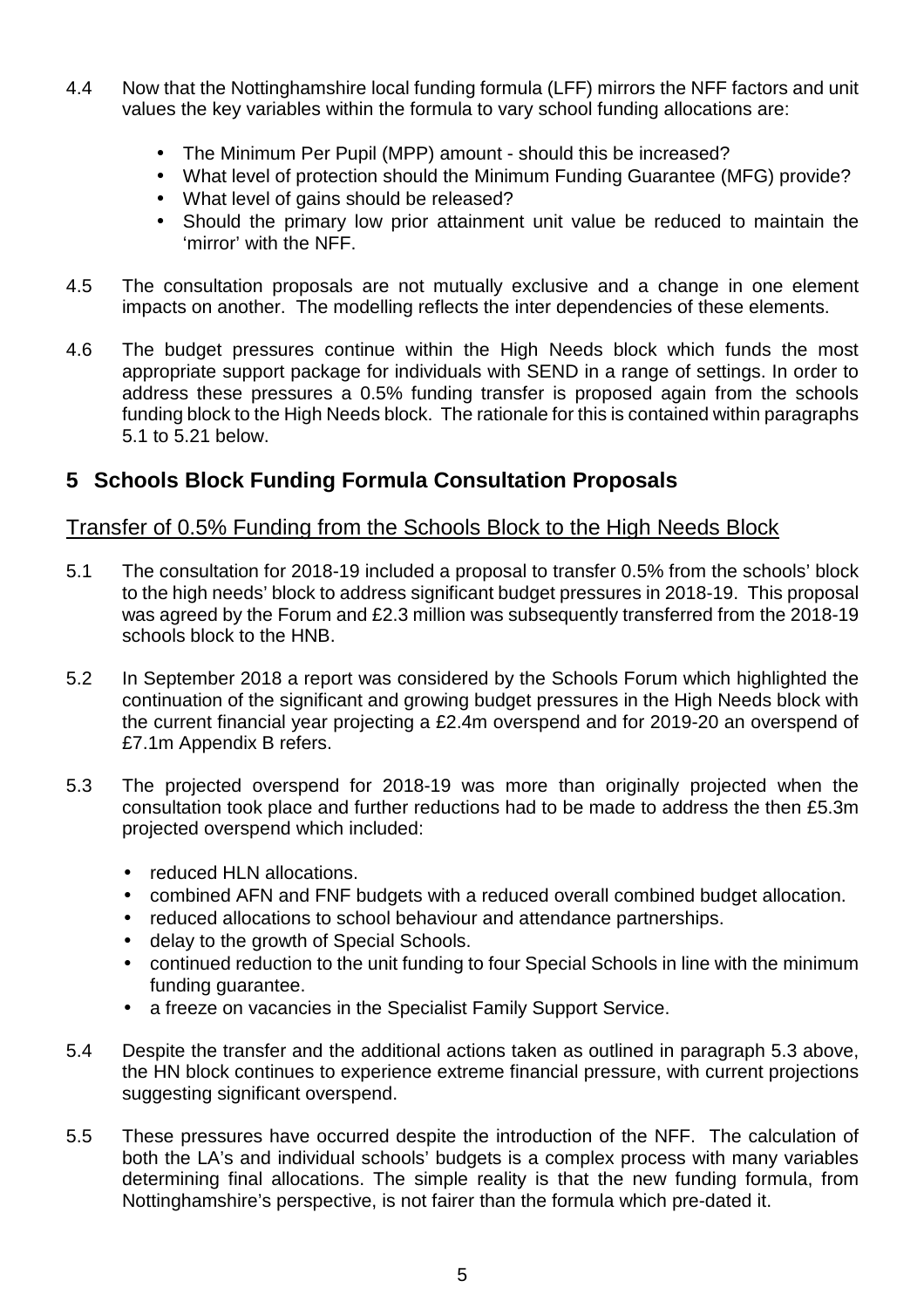4.4 Now that the Nottinghamshire local funding formula (LFF) mirrors the NFF factors and unit values the key variables within the formula to vary school funding allocations are:

- The Minimum Per Pupil (MPP) amount - should this be increased?
- What level of protection should the Minimum Funding Guarantee (MFG) provide?
- What level of gains should be released?
- Should the primary low prior attainment unit value be reduced to maintain the 'mirror' with the NFF.

4.5 The consultation proposals are not mutually exclusive and a change in one element impacts on another. The modelling reflects the inter dependencies of these elements.

4.6 The budget pressures continue within the High Needs block which funds the most appropriate support package for individuals with SEND in a range of settings. In order to address these pressures a 0.5% funding transfer is proposed again from the schools funding block to the High Needs block. The rationale for this is contained within paragraphs 5.1 to 5.21 below.

## 5 Schools Block Funding Formula Consultation Proposals

### Transfer of 0.5% Funding from the Schools Block to the High Needs Block

5.1 The consultation for 2018-19 included a proposal to transfer 0.5% from the schools' block to the high needs' block to address significant budget pressures in 2018-19. This proposal was agreed by the Forum and £2.3 million was subsequently transferred from the 2018-19 schools block to the HNB.

5.2 In September 2018 a report was considered by the Schools Forum which highlighted the continuation of the significant and growing budget pressures in the High Needs block with the current financial year projecting a £2.4m overspend and for 2019-20 an overspend of £7.1m Appendix B refers.

5.3 The projected overspend for 2018-19 was more than originally projected when the consultation took place and further reductions had to be made to address the then £5.3m projected overspend which included:

- reduced HLN allocations.
- combined AFN and FNF budgets with a reduced overall combined budget allocation.
- reduced allocations to school behaviour and attendance partnerships.
- delay to the growth of Special Schools.
- continued reduction to the unit funding to four Special Schools in line with the minimum funding guarantee.
- a freeze on vacancies in the Specialist Family Support Service.

5.4 Despite the transfer and the additional actions taken as outlined in paragraph 5.3 above, the HN block continues to experience extreme financial pressure, with current projections suggesting significant overspend.

5.5 These pressures have occurred despite the introduction of the NFF. The calculation of both the LA's and individual schools' budgets is a complex process with many variables determining final allocations. The simple reality is that the new funding formula, from Nottinghamshire's perspective, is not fairer than the formula which pre-dated it.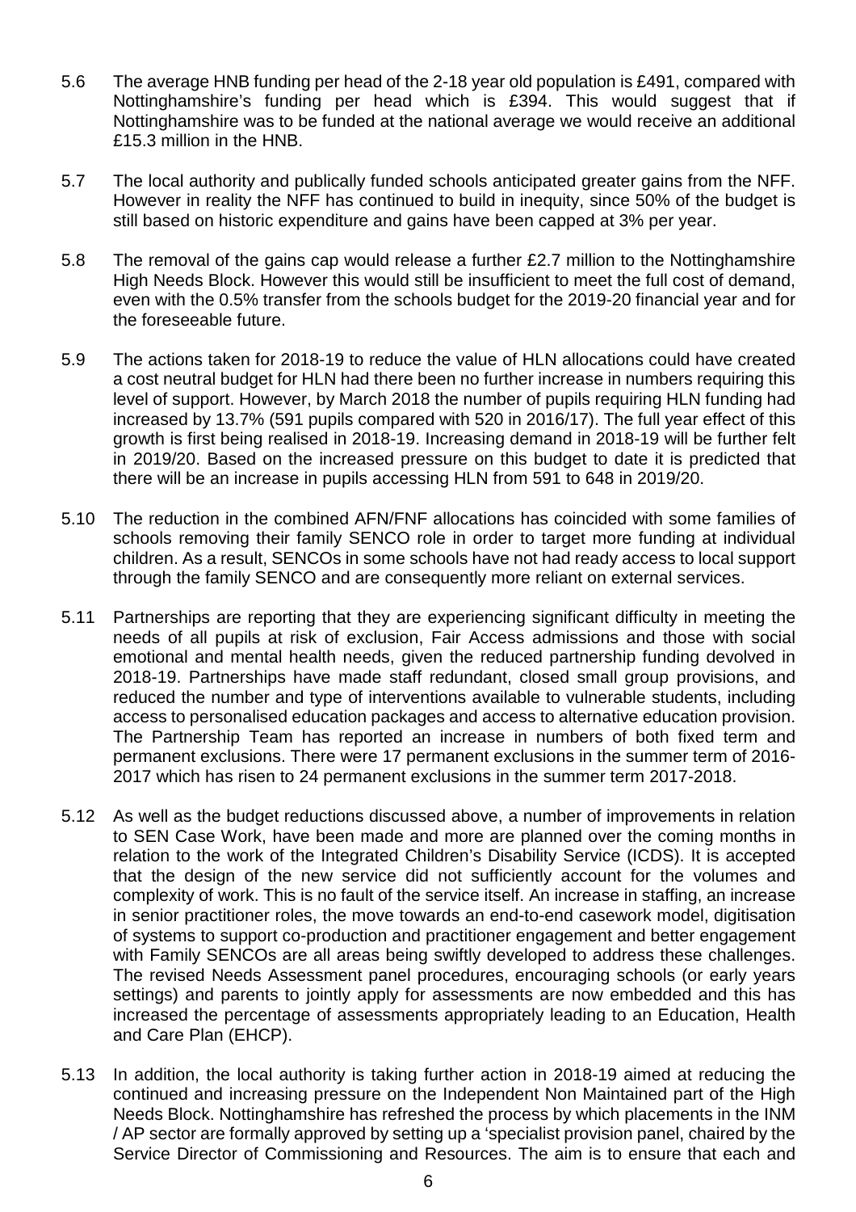5.6 The average HNB funding per head of the 2-18 year old population is £491, compared with Nottinghamshire's funding per head which is £394. This would suggest that if Nottinghamshire was to be funded at the national average we would receive an additional £15.3 million in the HNB.

5.7 The local authority and publically funded schools anticipated greater gains from the NFF. However in reality the NFF has continued to build in inequity, since 50% of the budget is still based on historic expenditure and gains have been capped at 3% per year.

5.8 The removal of the gains cap would release a further £2.7 million to the Nottinghamshire High Needs Block. However this would still be insufficient to meet the full cost of demand, even with the 0.5% transfer from the schools budget for the 2019-20 financial year and for the foreseeable future.

5.9 The actions taken for 2018-19 to reduce the value of HLN allocations could have created a cost neutral budget for HLN had there been no further increase in numbers requiring this level of support. However, by March 2018 the number of pupils requiring HLN funding had increased by 13.7% (591 pupils compared with 520 in 2016/17). The full year effect of this growth is first being realised in 2018-19. Increasing demand in 2018-19 will be further felt in 2019/20. Based on the increased pressure on this budget to date it is predicted that there will be an increase in pupils accessing HLN from 591 to 648 in 2019/20.

5.10 The reduction in the combined AFN/FNF allocations has coincided with some families of schools removing their family SENCO role in order to target more funding at individual children. As a result, SENCOs in some schools have not had ready access to local support through the family SENCO and are consequently more reliant on external services.

5.11 Partnerships are reporting that they are experiencing significant difficulty in meeting the needs of all pupils at risk of exclusion, Fair Access admissions and those with social emotional and mental health needs, given the reduced partnership funding devolved in 2018-19. Partnerships have made staff redundant, closed small group provisions, and reduced the number and type of interventions available to vulnerable students, including access to personalised education packages and access to alternative education provision. The Partnership Team has reported an increase in numbers of both fixed term and permanent exclusions. There were 17 permanent exclusions in the summer term of 2016-2017 which has risen to 24 permanent exclusions in the summer term 2017-2018.

5.12 As well as the budget reductions discussed above, a number of improvements in relation to SEN Case Work, have been made and more are planned over the coming months in relation to the work of the Integrated Children's Disability Service (ICDS). It is accepted that the design of the new service did not sufficiently account for the volumes and complexity of work. This is no fault of the service itself. An increase in staffing, an increase in senior practitioner roles, the move towards an end-to-end casework model, digitisation of systems to support co-production and practitioner engagement and better engagement with Family SENCOs are all areas being swiftly developed to address these challenges. The revised Needs Assessment panel procedures, encouraging schools (or early years settings) and parents to jointly apply for assessments are now embedded and this has increased the percentage of assessments appropriately leading to an Education, Health and Care Plan (EHCP).

5.13 In addition, the local authority is taking further action in 2018-19 aimed at reducing the continued and increasing pressure on the Independent Non Maintained part of the High Needs Block. Nottinghamshire has refreshed the process by which placements in the INM / AP sector are formally approved by setting up a 'specialist provision panel, chaired by the Service Director of Commissioning and Resources. The aim is to ensure that each and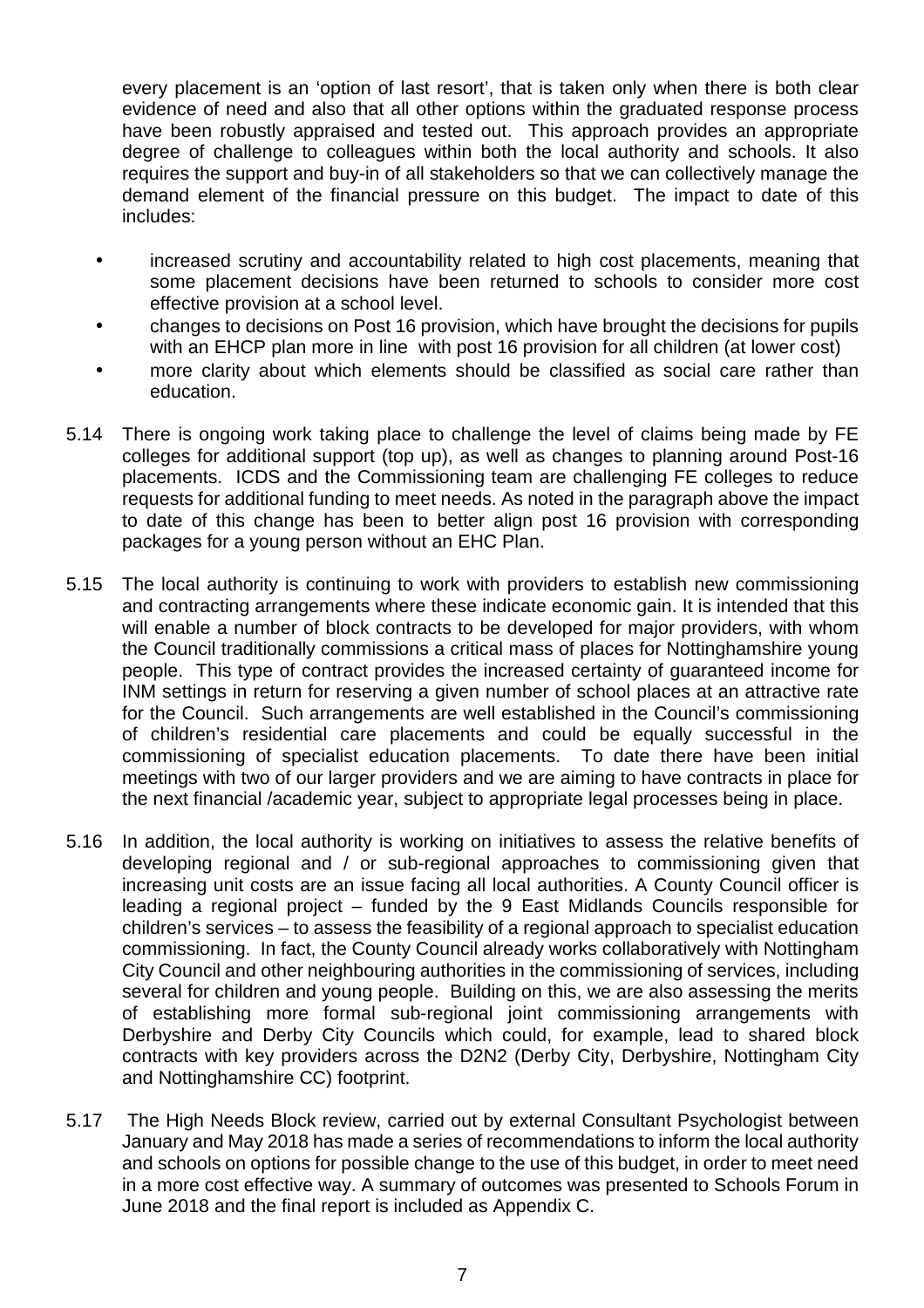every placement is an 'option of last resort', that is taken only when there is both clear evidence of need and also that all other options within the graduated response process have been robustly appraised and tested out. This approach provides an appropriate degree of challenge to colleagues within both the local authority and schools. It also requires the support and buy-in of all stakeholders so that we can collectively manage the demand element of the financial pressure on this budget. The impact to date of this includes:

- increased scrutiny and accountability related to high cost placements, meaning that some placement decisions have been returned to schools to consider more cost effective provision at a school level.
- changes to decisions on Post 16 provision, which have brought the decisions for pupils with an EHCP plan more in line with post 16 provision for all children (at lower cost)
- more clarity about which elements should be classified as social care rather than education.

5.14 There is ongoing work taking place to challenge the level of claims being made by FE colleges for additional support (top up), as well as changes to planning around Post-16 placements. ICDS and the Commissioning team are challenging FE colleges to reduce requests for additional funding to meet needs. As noted in the paragraph above the impact to date of this change has been to better align post 16 provision with corresponding packages for a young person without an EHC Plan.

5.15 The local authority is continuing to work with providers to establish new commissioning and contracting arrangements where these indicate economic gain. It is intended that this will enable a number of block contracts to be developed for major providers, with whom the Council traditionally commissions a critical mass of places for Nottinghamshire young people. This type of contract provides the increased certainty of guaranteed income for INM settings in return for reserving a given number of school places at an attractive rate for the Council. Such arrangements are well established in the Council's commissioning of children's residential care placements and could be equally successful in the commissioning of specialist education placements. To date there have been initial meetings with two of our larger providers and we are aiming to have contracts in place for the next financial /academic year, subject to appropriate legal processes being in place.

5.16 In addition, the local authority is working on initiatives to assess the relative benefits of developing regional and / or sub-regional approaches to commissioning given that increasing unit costs are an issue facing all local authorities. A County Council officer is leading a regional project – funded by the 9 East Midlands Councils responsible for children's services – to assess the feasibility of a regional approach to specialist education commissioning. In fact, the County Council already works collaboratively with Nottingham City Council and other neighbouring authorities in the commissioning of services, including several for children and young people. Building on this, we are also assessing the merits of establishing more formal sub-regional joint commissioning arrangements with Derbyshire and Derby City Councils which could, for example, lead to shared block contracts with key providers across the D2N2 (Derby City, Derbyshire, Nottingham City and Nottinghamshire CC) footprint.

5.17 The High Needs Block review, carried out by external Consultant Psychologist between January and May 2018 has made a series of recommendations to inform the local authority and schools on options for possible change to the use of this budget, in order to meet need in a more cost effective way. A summary of outcomes was presented to Schools Forum in June 2018 and the final report is included as Appendix C.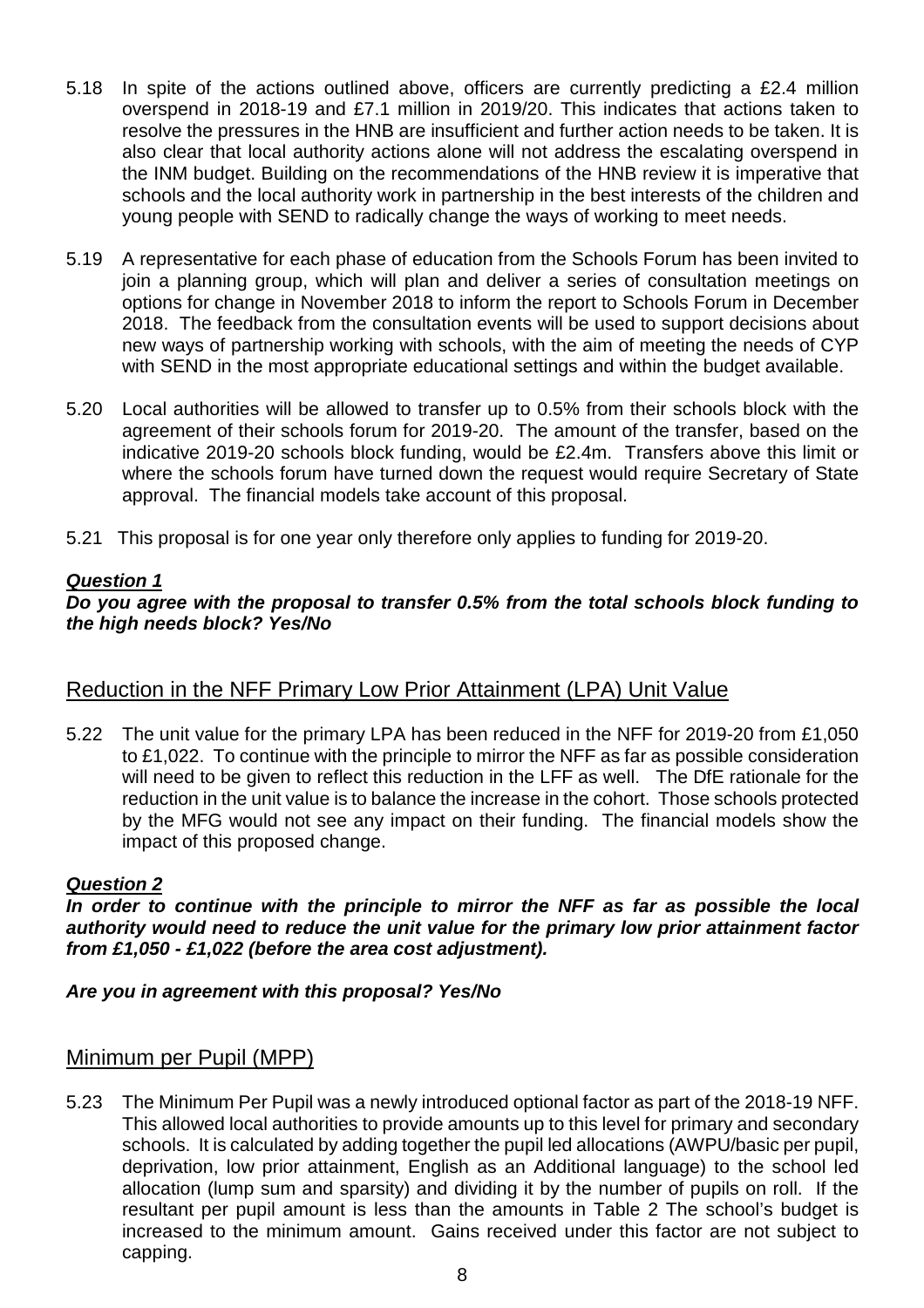5.18 In spite of the actions outlined above, officers are currently predicting a £2.4 million overspend in 2018-19 and £7.1 million in 2019/20. This indicates that actions taken to resolve the pressures in the HNB are insufficient and further action needs to be taken. It is also clear that local authority actions alone will not address the escalating overspend in the INM budget. Building on the recommendations of the HNB review it is imperative that schools and the local authority work in partnership in the best interests of the children and young people with SEND to radically change the ways of working to meet needs.

5.19 A representative for each phase of education from the Schools Forum has been invited to join a planning group, which will plan and deliver a series of consultation meetings on options for change in November 2018 to inform the report to Schools Forum in December 2018. The feedback from the consultation events will be used to support decisions about new ways of partnership working with schools, with the aim of meeting the needs of CYP with SEND in the most appropriate educational settings and within the budget available.

5.20 Local authorities will be allowed to transfer up to 0.5% from their schools block with the agreement of their schools forum for 2019-20. The amount of the transfer, based on the indicative 2019-20 schools block funding, would be £2.4m. Transfers above this limit or where the schools forum have turned down the request would require Secretary of State approval. The financial models take account of this proposal.

5.21 This proposal is for one year only therefore only applies to funding for 2019-20.

***Question 1***

***Do you agree with the proposal to transfer 0.5% from the total schools block funding to the high needs block? Yes/No***

## Reduction in the NFF Primary Low Prior Attainment (LPA) Unit Value

5.22 The unit value for the primary LPA has been reduced in the NFF for 2019-20 from £1,050 to £1,022. To continue with the principle to mirror the NFF as far as possible consideration will need to be given to reflect this reduction in the LFF as well. The DfE rationale for the reduction in the unit value is to balance the increase in the cohort. Those schools protected by the MFG would not see any impact on their funding. The financial models show the impact of this proposed change.

***Question 2***

***In order to continue with the principle to mirror the NFF as far as possible the local authority would need to reduce the unit value for the primary low prior attainment factor from £1,050 - £1,022 (before the area cost adjustment).***

***Are you in agreement with this proposal? Yes/No***

## Minimum per Pupil (MPP)

5.23 The Minimum Per Pupil was a newly introduced optional factor as part of the 2018-19 NFF. This allowed local authorities to provide amounts up to this level for primary and secondary schools. It is calculated by adding together the pupil led allocations (AWPU/basic per pupil, deprivation, low prior attainment, English as an Additional language) to the school led allocation (lump sum and sparsity) and dividing it by the number of pupils on roll. If the resultant per pupil amount is less than the amounts in Table 2 The school's budget is increased to the minimum amount. Gains received under this factor are not subject to capping.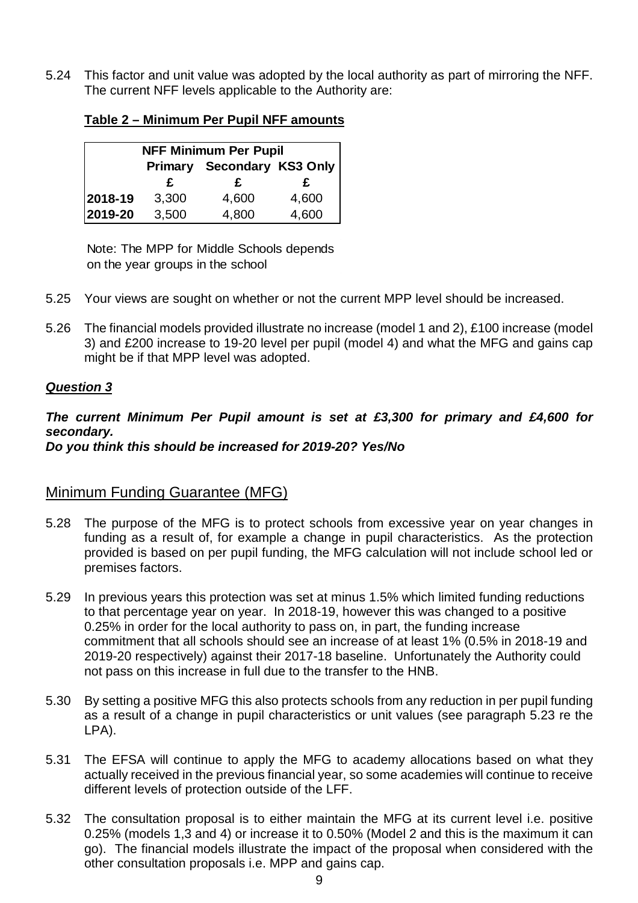5.24 This factor and unit value was adopted by the local authority as part of mirroring the NFF. The current NFF levels applicable to the Authority are:

**Table 2 – Minimum Per Pupil NFF amounts**

| | NFF Minimum Per Pupil | | |
|---|---|---|---|
| | **Primary** | **Secondary** | **KS3 Only** |
| | **£** | **£** | **£** |
| **2018-19** | 3,300 | 4,600 | 4,600 |
| **2019-20** | 3,500 | 4,800 | 4,600 |

Note: The MPP for Middle Schools depends on the year groups in the school

5.25 Your views are sought on whether or not the current MPP level should be increased.

5.26 The financial models provided illustrate no increase (model 1 and 2), £100 increase (model 3) and £200 increase to 19-20 level per pupil (model 4) and what the MFG and gains cap might be if that MPP level was adopted.

***Question 3***

***The current Minimum Per Pupil amount is set at £3,300 for primary and £4,600 for secondary.***
***Do you think this should be increased for 2019-20? Yes/No***

## Minimum Funding Guarantee (MFG)

5.28 The purpose of the MFG is to protect schools from excessive year on year changes in funding as a result of, for example a change in pupil characteristics. As the protection provided is based on per pupil funding, the MFG calculation will not include school led or premises factors.

5.29 In previous years this protection was set at minus 1.5% which limited funding reductions to that percentage year on year. In 2018-19, however this was changed to a positive 0.25% in order for the local authority to pass on, in part, the funding increase commitment that all schools should see an increase of at least 1% (0.5% in 2018-19 and 2019-20 respectively) against their 2017-18 baseline. Unfortunately the Authority could not pass on this increase in full due to the transfer to the HNB.

5.30 By setting a positive MFG this also protects schools from any reduction in per pupil funding as a result of a change in pupil characteristics or unit values (see paragraph 5.23 re the LPA).

5.31 The EFSA will continue to apply the MFG to academy allocations based on what they actually received in the previous financial year, so some academies will continue to receive different levels of protection outside of the LFF.

5.32 The consultation proposal is to either maintain the MFG at its current level i.e. positive 0.25% (models 1,3 and 4) or increase it to 0.50% (Model 2 and this is the maximum it can go). The financial models illustrate the impact of the proposal when considered with the other consultation proposals i.e. MPP and gains cap.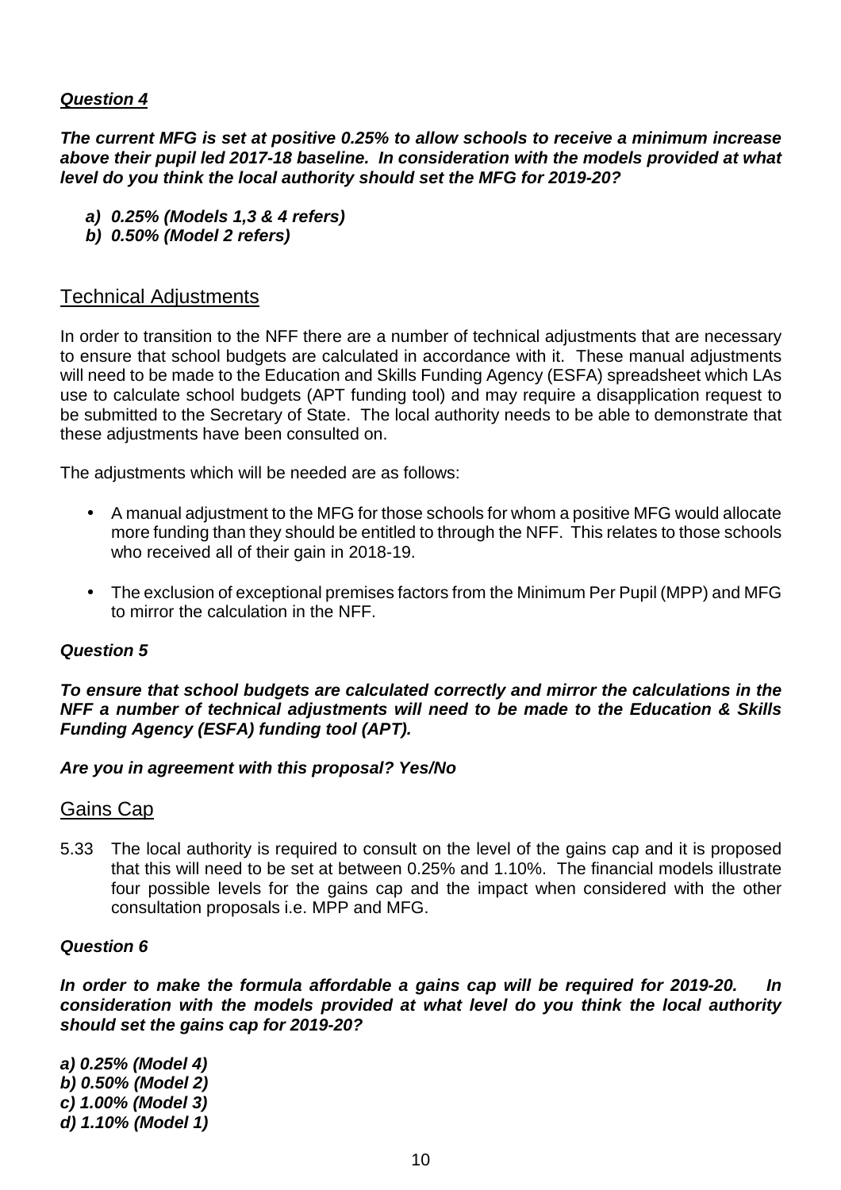***Question 4***

***The current MFG is set at positive 0.25% to allow schools to receive a minimum increase above their pupil led 2017-18 baseline. In consideration with the models provided at what level do you think the local authority should set the MFG for 2019-20?***

- ***a) 0.25% (Models 1,3 & 4 refers)***
- ***b) 0.50% (Model 2 refers)***

## Technical Adjustments

In order to transition to the NFF there are a number of technical adjustments that are necessary to ensure that school budgets are calculated in accordance with it. These manual adjustments will need to be made to the Education and Skills Funding Agency (ESFA) spreadsheet which LAs use to calculate school budgets (APT funding tool) and may require a disapplication request to be submitted to the Secretary of State. The local authority needs to be able to demonstrate that these adjustments have been consulted on.

The adjustments which will be needed are as follows:

- A manual adjustment to the MFG for those schools for whom a positive MFG would allocate more funding than they should be entitled to through the NFF. This relates to those schools who received all of their gain in 2018-19.
- The exclusion of exceptional premises factors from the Minimum Per Pupil (MPP) and MFG to mirror the calculation in the NFF.

***Question 5***

***To ensure that school budgets are calculated correctly and mirror the calculations in the NFF a number of technical adjustments will need to be made to the Education & Skills Funding Agency (ESFA) funding tool (APT).***

***Are you in agreement with this proposal? Yes/No***

## Gains Cap

5.33 The local authority is required to consult on the level of the gains cap and it is proposed that this will need to be set at between 0.25% and 1.10%. The financial models illustrate four possible levels for the gains cap and the impact when considered with the other consultation proposals i.e. MPP and MFG.

***Question 6***

***In order to make the formula affordable a gains cap will be required for 2019-20. In consideration with the models provided at what level do you think the local authority should set the gains cap for 2019-20?***

***a) 0.25% (Model 4)***
***b) 0.50% (Model 2)***
***c) 1.00% (Model 3)***
***d) 1.10% (Model 1)***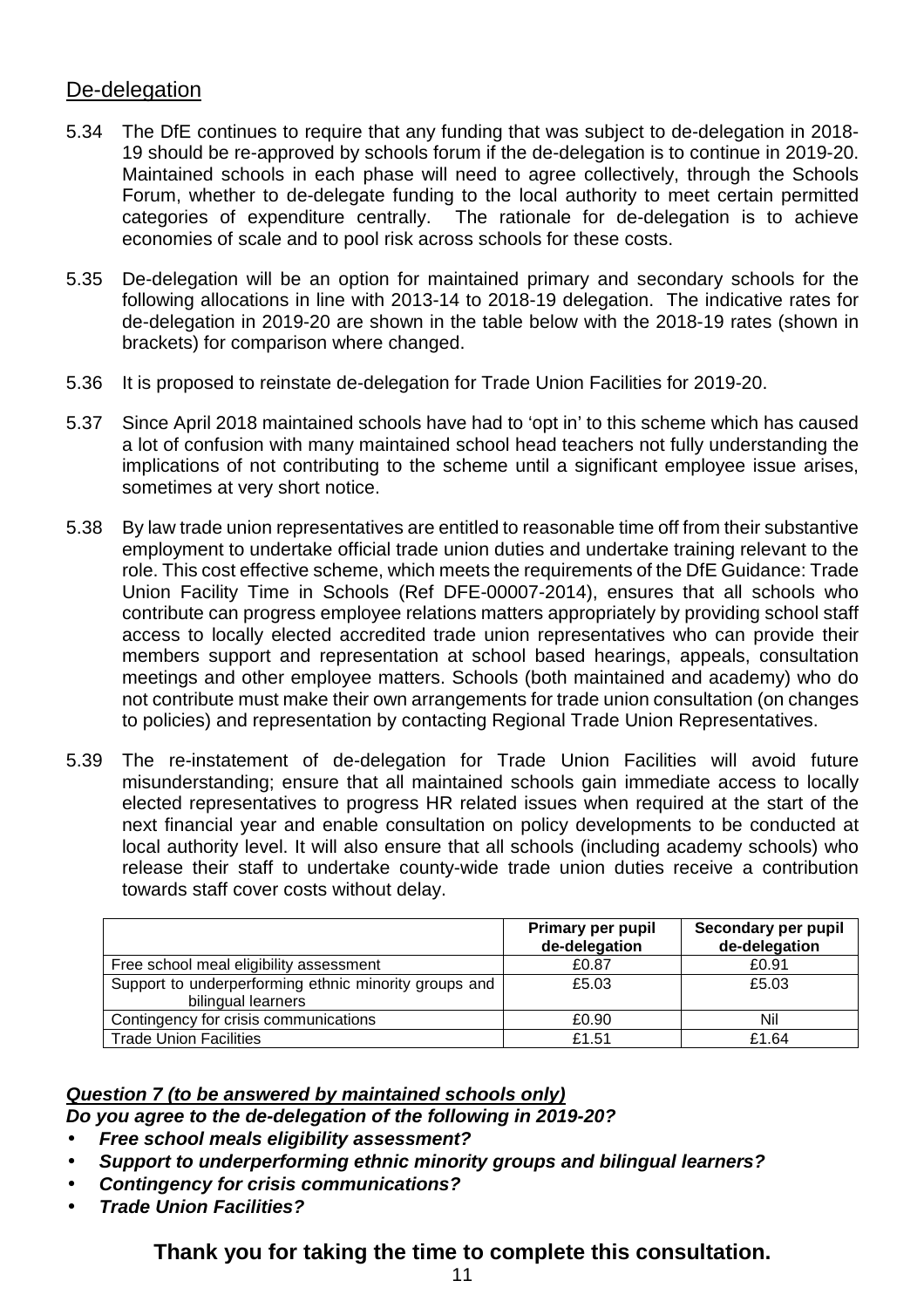## De-delegation

5.34 The DfE continues to require that any funding that was subject to de-delegation in 2018-19 should be re-approved by schools forum if the de-delegation is to continue in 2019-20. Maintained schools in each phase will need to agree collectively, through the Schools Forum, whether to de-delegate funding to the local authority to meet certain permitted categories of expenditure centrally. The rationale for de-delegation is to achieve economies of scale and to pool risk across schools for these costs.

5.35 De-delegation will be an option for maintained primary and secondary schools for the following allocations in line with 2013-14 to 2018-19 delegation. The indicative rates for de-delegation in 2019-20 are shown in the table below with the 2018-19 rates (shown in brackets) for comparison where changed.

5.36 It is proposed to reinstate de-delegation for Trade Union Facilities for 2019-20.

5.37 Since April 2018 maintained schools have had to 'opt in' to this scheme which has caused a lot of confusion with many maintained school head teachers not fully understanding the implications of not contributing to the scheme until a significant employee issue arises, sometimes at very short notice.

5.38 By law trade union representatives are entitled to reasonable time off from their substantive employment to undertake official trade union duties and undertake training relevant to the role. This cost effective scheme, which meets the requirements of the DfE Guidance: Trade Union Facility Time in Schools (Ref DFE-00007-2014), ensures that all schools who contribute can progress employee relations matters appropriately by providing school staff access to locally elected accredited trade union representatives who can provide their members support and representation at school based hearings, appeals, consultation meetings and other employee matters. Schools (both maintained and academy) who do not contribute must make their own arrangements for trade union consultation (on changes to policies) and representation by contacting Regional Trade Union Representatives.

5.39 The re-instatement of de-delegation for Trade Union Facilities will avoid future misunderstanding; ensure that all maintained schools gain immediate access to locally elected representatives to progress HR related issues when required at the start of the next financial year and enable consultation on policy developments to be conducted at local authority level. It will also ensure that all schools (including academy schools) who release their staff to undertake county-wide trade union duties receive a contribution towards staff cover costs without delay.

| | Primary per pupil de-delegation | Secondary per pupil de-delegation |
|---|---|---|
| Free school meal eligibility assessment | £0.87 | £0.91 |
| Support to underperforming ethnic minority groups and bilingual learners | £5.03 | £5.03 |
| Contingency for crisis communications | £0.90 | Nil |
| Trade Union Facilities | £1.51 | £1.64 |

***<u>Question 7 (to be answered by maintained schools only)</u>***

***Do you agree to the de-delegation of the following in 2019-20?***

- ***Free school meals eligibility assessment?***
- ***Support to underperforming ethnic minority groups and bilingual learners?***
- ***Contingency for crisis communications?***
- ***Trade Union Facilities?***

**Thank you for taking the time to complete this consultation.**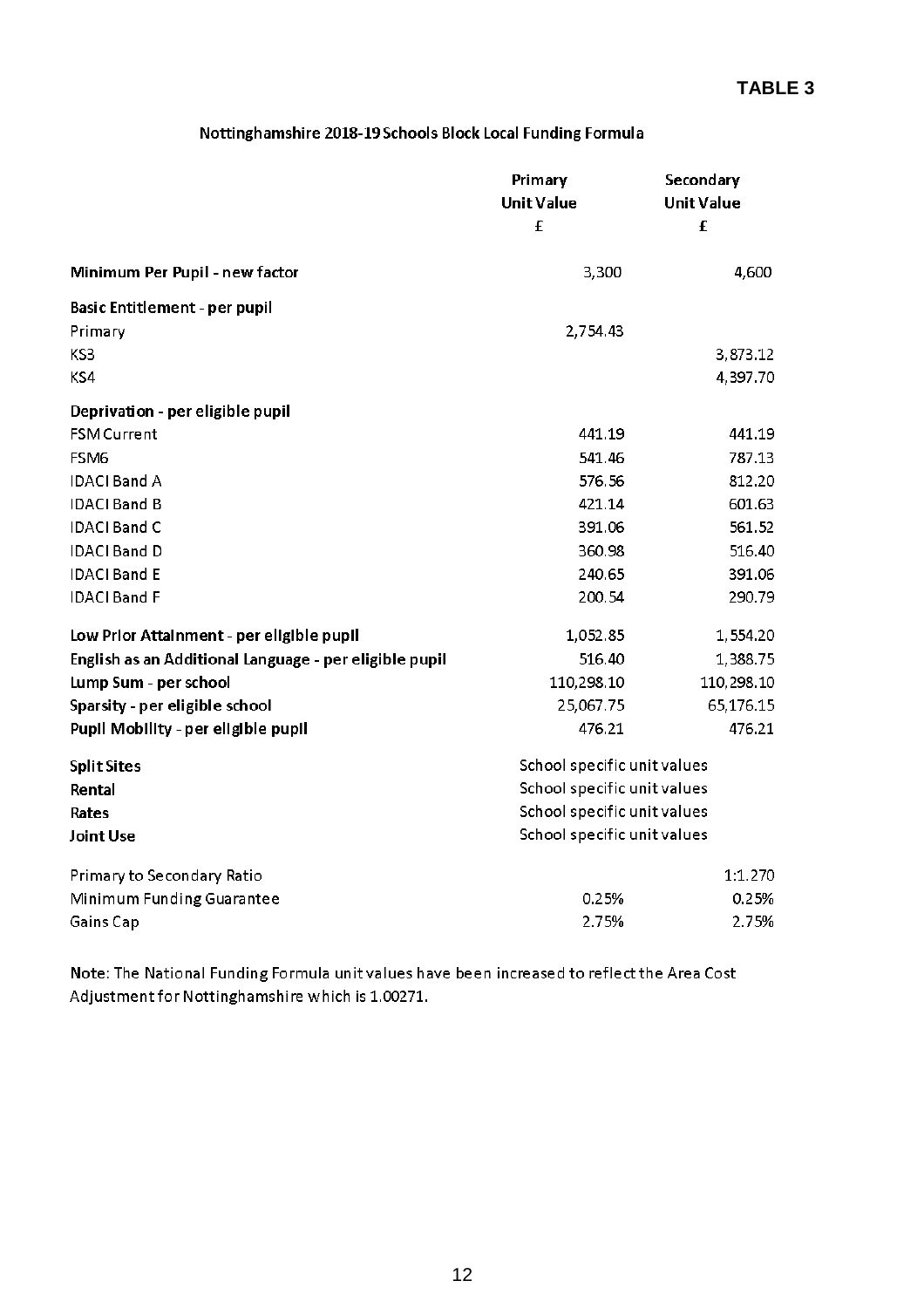**TABLE 3**

## Nottinghamshire 2018-19 Schools Block Local Funding Formula

| | Primary Unit Value £ | Secondary Unit Value £ |
|---|---|---|
| **Minimum Per Pupil - new factor** | 3,300 | 4,600 |
| **Basic Entitlement - per pupil** | | |
| Primary | 2,754.43 | |
| KS3 | | 3,873.12 |
| KS4 | | 4,397.70 |
| **Deprivation - per eligible pupil** | | |
| FSM Current | 441.19 | 441.19 |
| FSM6 | 541.46 | 787.13 |
| IDACI Band A | 576.56 | 812.20 |
| IDACI Band B | 421.14 | 601.63 |
| IDACI Band C | 391.06 | 561.52 |
| IDACI Band D | 360.98 | 516.40 |
| IDACI Band E | 240.65 | 391.06 |
| IDACI Band F | 200.54 | 290.79 |
| **Low Prior Attainment - per eligible pupil** | 1,052.85 | 1,554.20 |
| **English as an Additional Language - per eligible pupil** | 516.40 | 1,388.75 |
| **Lump Sum - per school** | 110,298.10 | 110,298.10 |
| **Sparsity - per eligible school** | 25,067.75 | 65,176.15 |
| **Pupil Mobility - per eligible pupil** | 476.21 | 476.21 |
| **Split Sites** | School specific unit values | |
| **Rental** | School specific unit values | |
| **Rates** | School specific unit values | |
| **Joint Use** | School specific unit values | |
| Primary to Secondary Ratio | | 1:1.270 |
| Minimum Funding Guarantee | 0.25% | 0.25% |
| Gains Cap | 2.75% | 2.75% |

**Note**: The National Funding Formula unit values have been increased to reflect the Area Cost Adjustment for Nottinghamshire which is 1.00271.